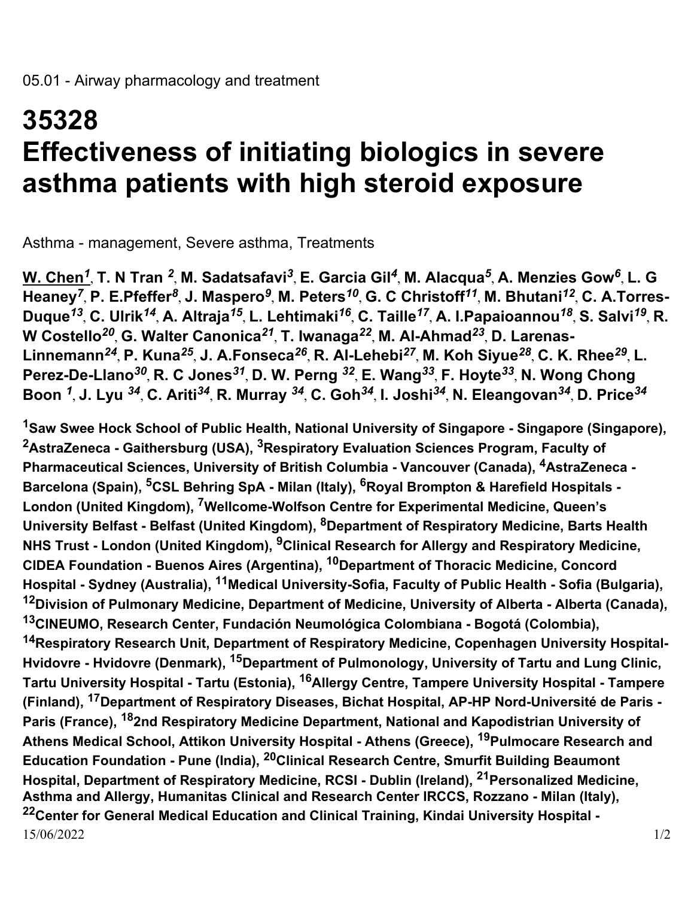05.01 - Airway pharmacology and treatment

# 35328
# Effectiveness of initiating biologics in severe asthma patients with high steroid exposure

Asthma - management, Severe asthma, Treatments

**W. Chen[1], T. N Tran [2], M. Sadatsafavi[3], E. Garcia Gil[4], M. Alacqua[5], A. Menzies Gow[6], L. G Heaney[7], P. E.Pfeffer[8], J. Maspero[9], M. Peters[10], G. C Christoff[11], M. Bhutani[12], C. A.Torres-Duque[13], C. Ulrik[14], A. Altraja[15], L. Lehtimaki[16], C. Taille[17], A. I.Papaioannou[18], S. Salvi[19], R. W Costello[20], G. Walter Canonica[21], T. Iwanaga[22], M. Al-Ahmad[23], D. Larenas-Linnemann[24], P. Kuna[25], J. A.Fonseca[26], R. Al-Lehebi[27], M. Koh Siyue[28], C. K. Rhee[29], L. Perez-De-Llano[30], R. C Jones[31], D. W. Perng [32], E. Wang[33], F. Hoyte[33], N. Wong Chong Boon [1], J. Lyu [34], C. Ariti[34], R. Murray [34], C. Goh[34], I. Joshi[34], N. Eleangovan[34], D. Price[34]**

**[1]Saw Swee Hock School of Public Health, National University of Singapore - Singapore (Singapore), [2]AstraZeneca - Gaithersburg (USA), [3]Respiratory Evaluation Sciences Program, Faculty of Pharmaceutical Sciences, University of British Columbia - Vancouver (Canada), [4]AstraZeneca - Barcelona (Spain), [5]CSL Behring SpA - Milan (Italy), [6]Royal Brompton & Harefield Hospitals - London (United Kingdom), [7]Wellcome-Wolfson Centre for Experimental Medicine, Queen's University Belfast - Belfast (United Kingdom), [8]Department of Respiratory Medicine, Barts Health NHS Trust - London (United Kingdom), [9]Clinical Research for Allergy and Respiratory Medicine, CIDEA Foundation - Buenos Aires (Argentina), [10]Department of Thoracic Medicine, Concord Hospital - Sydney (Australia), [11]Medical University-Sofia, Faculty of Public Health - Sofia (Bulgaria), [12]Division of Pulmonary Medicine, Department of Medicine, University of Alberta - Alberta (Canada), [13]CINEUMO, Research Center, Fundación Neumológica Colombiana - Bogotá (Colombia), [14]Respiratory Research Unit, Department of Respiratory Medicine, Copenhagen University Hospital-Hvidovre - Hvidovre (Denmark), [15]Department of Pulmonology, University of Tartu and Lung Clinic, Tartu University Hospital - Tartu (Estonia), [16]Allergy Centre, Tampere University Hospital - Tampere (Finland), [17]Department of Respiratory Diseases, Bichat Hospital, AP-HP Nord-Université de Paris - Paris (France), [18]2nd Respiratory Medicine Department, National and Kapodistrian University of Athens Medical School, Attikon University Hospital - Athens (Greece), [19]Pulmocare Research and Education Foundation - Pune (India), [20]Clinical Research Centre, Smurfit Building Beaumont Hospital, Department of Respiratory Medicine, RCSI - Dublin (Ireland), [21]Personalized Medicine, Asthma and Allergy, Humanitas Clinical and Research Center IRCCS, Rozzano - Milan (Italy), [22]Center for General Medical Education and Clinical Training, Kindai University Hospital -**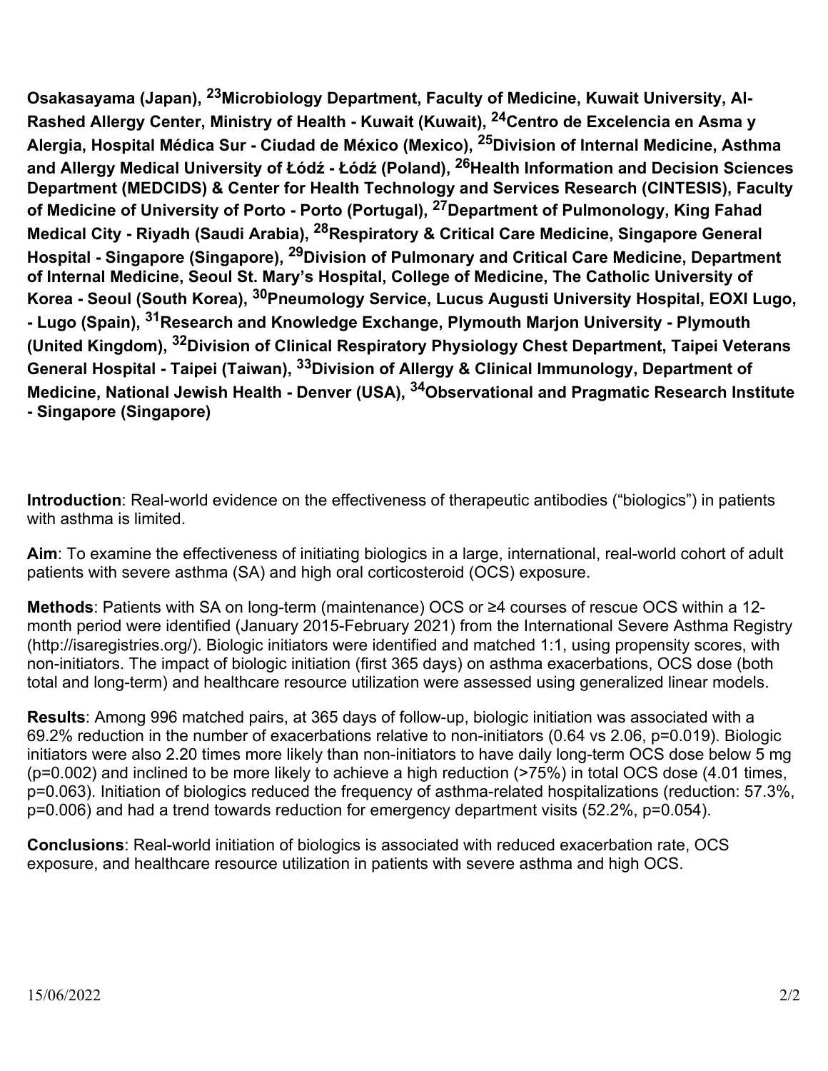**Osakasayama (Japan), [23]Microbiology Department, Faculty of Medicine, Kuwait University, Al-Rashed Allergy Center, Ministry of Health - Kuwait (Kuwait), [24]Centro de Excelencia en Asma y Alergia, Hospital Médica Sur - Ciudad de México (Mexico), [25]Division of Internal Medicine, Asthma and Allergy Medical University of Łódź - Łódź (Poland), [26]Health Information and Decision Sciences Department (MEDCIDS) & Center for Health Technology and Services Research (CINTESIS), Faculty of Medicine of University of Porto - Porto (Portugal), [27]Department of Pulmonology, King Fahad Medical City - Riyadh (Saudi Arabia), [28]Respiratory & Critical Care Medicine, Singapore General Hospital - Singapore (Singapore), [29]Division of Pulmonary and Critical Care Medicine, Department of Internal Medicine, Seoul St. Mary's Hospital, College of Medicine, The Catholic University of Korea - Seoul (South Korea), [30]Pneumology Service, Lucus Augusti University Hospital, EOXI Lugo, - Lugo (Spain), [31]Research and Knowledge Exchange, Plymouth Marjon University - Plymouth (United Kingdom), [32]Division of Clinical Respiratory Physiology Chest Department, Taipei Veterans General Hospital - Taipei (Taiwan), [33]Division of Allergy & Clinical Immunology, Department of Medicine, National Jewish Health - Denver (USA), [34]Observational and Pragmatic Research Institute - Singapore (Singapore)**

**Introduction**: Real-world evidence on the effectiveness of therapeutic antibodies ("biologics") in patients with asthma is limited.

**Aim**: To examine the effectiveness of initiating biologics in a large, international, real-world cohort of adult patients with severe asthma (SA) and high oral corticosteroid (OCS) exposure.

**Methods**: Patients with SA on long-term (maintenance) OCS or ≥4 courses of rescue OCS within a 12-month period were identified (January 2015-February 2021) from the International Severe Asthma Registry (http://isaregistries.org/). Biologic initiators were identified and matched 1:1, using propensity scores, with non-initiators. The impact of biologic initiation (first 365 days) on asthma exacerbations, OCS dose (both total and long-term) and healthcare resource utilization were assessed using generalized linear models.

**Results**: Among 996 matched pairs, at 365 days of follow-up, biologic initiation was associated with a 69.2% reduction in the number of exacerbations relative to non-initiators (0.64 vs 2.06, $p=0.019$). Biologic initiators were also 2.20 times more likely than non-initiators to have daily long-term OCS dose below 5 mg ($p=0.002$) and inclined to be more likely to achieve a high reduction (>75%) in total OCS dose (4.01 times, $p=0.063$). Initiation of biologics reduced the frequency of asthma-related hospitalizations (reduction: 57.3%, $p=0.006$) and had a trend towards reduction for emergency department visits (52.2%, $p=0.054$).

**Conclusions**: Real-world initiation of biologics is associated with reduced exacerbation rate, OCS exposure, and healthcare resource utilization in patients with severe asthma and high OCS.